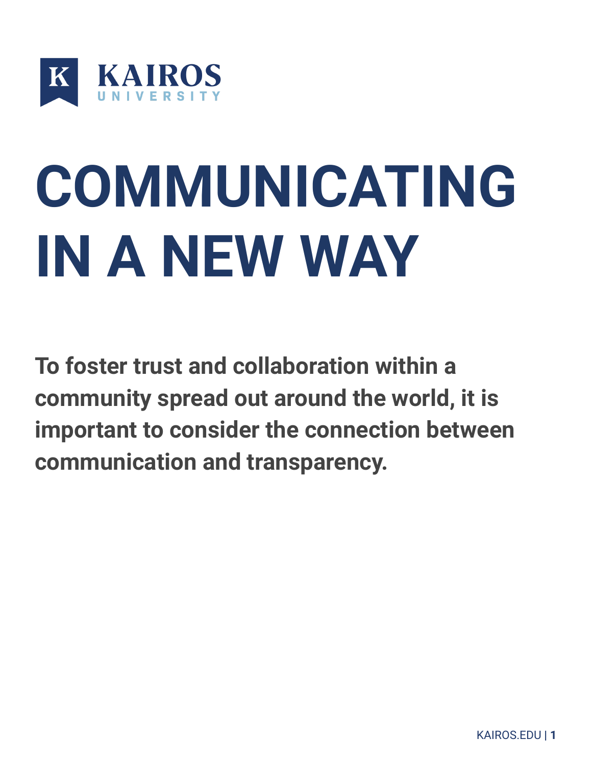KAIROS UNIVERSITY

# COMMUNICATING IN A NEW WAY

**To foster trust and collaboration within a community spread out around the world, it is important to consider the connection between communication and transparency.**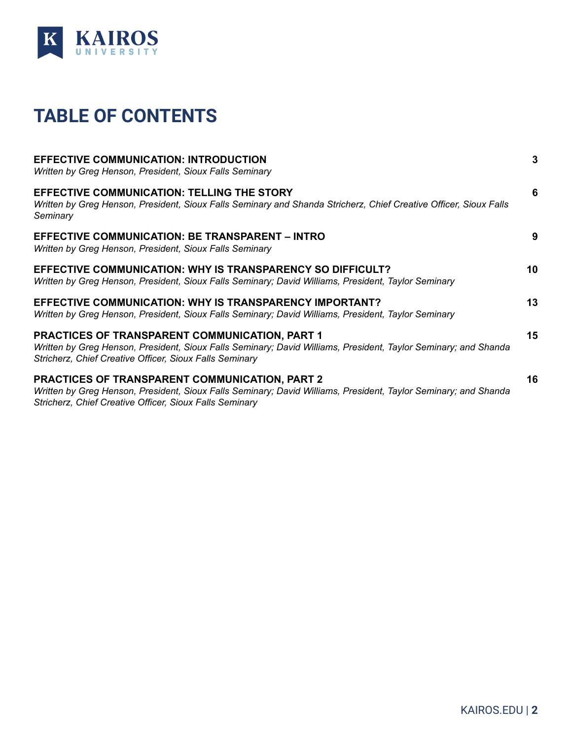# TABLE OF CONTENTS

**EFFECTIVE COMMUNICATION: INTRODUCTION** — 3
*Written by Greg Henson, President, Sioux Falls Seminary*

**EFFECTIVE COMMUNICATION: TELLING THE STORY** — 6
*Written by Greg Henson, President, Sioux Falls Seminary and Shanda Stricherz, Chief Creative Officer, Sioux Falls Seminary*

**EFFECTIVE COMMUNICATION: BE TRANSPARENT – INTRO** — 9
*Written by Greg Henson, President, Sioux Falls Seminary*

**EFFECTIVE COMMUNICATION: WHY IS TRANSPARENCY SO DIFFICULT?** — 10
*Written by Greg Henson, President, Sioux Falls Seminary; David Williams, President, Taylor Seminary*

**EFFECTIVE COMMUNICATION: WHY IS TRANSPARENCY IMPORTANT?** — 13
*Written by Greg Henson, President, Sioux Falls Seminary; David Williams, President, Taylor Seminary*

**PRACTICES OF TRANSPARENT COMMUNICATION, PART 1** — 15
*Written by Greg Henson, President, Sioux Falls Seminary; David Williams, President, Taylor Seminary; and Shanda Stricherz, Chief Creative Officer, Sioux Falls Seminary*

**PRACTICES OF TRANSPARENT COMMUNICATION, PART 2** — 16
*Written by Greg Henson, President, Sioux Falls Seminary; David Williams, President, Taylor Seminary; and Shanda Stricherz, Chief Creative Officer, Sioux Falls Seminary*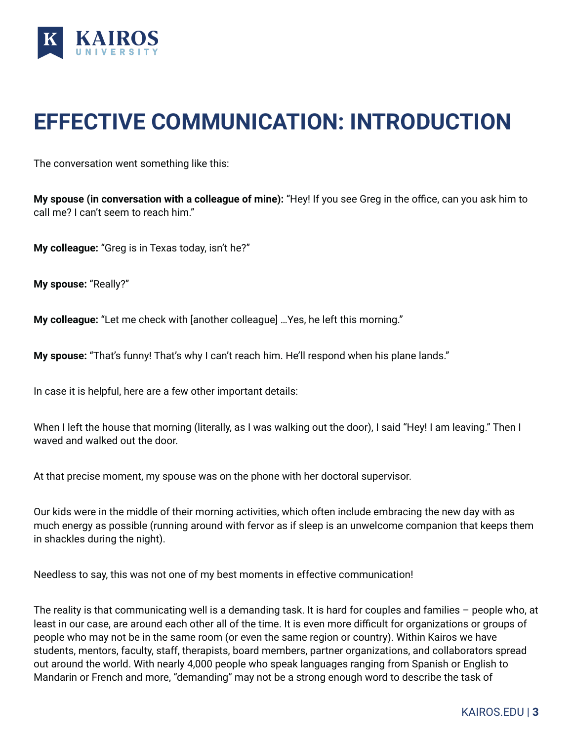# EFFECTIVE COMMUNICATION: INTRODUCTION

The conversation went something like this:

**My spouse (in conversation with a colleague of mine):** "Hey! If you see Greg in the office, can you ask him to call me? I can't seem to reach him."

**My colleague:** "Greg is in Texas today, isn't he?"

**My spouse:** "Really?"

**My colleague:** "Let me check with [another colleague] …Yes, he left this morning."

**My spouse:** "That's funny! That's why I can't reach him. He'll respond when his plane lands."

In case it is helpful, here are a few other important details:

When I left the house that morning (literally, as I was walking out the door), I said "Hey! I am leaving." Then I waved and walked out the door.

At that precise moment, my spouse was on the phone with her doctoral supervisor.

Our kids were in the middle of their morning activities, which often include embracing the new day with as much energy as possible (running around with fervor as if sleep is an unwelcome companion that keeps them in shackles during the night).

Needless to say, this was not one of my best moments in effective communication!

The reality is that communicating well is a demanding task. It is hard for couples and families – people who, at least in our case, are around each other all of the time. It is even more difficult for organizations or groups of people who may not be in the same room (or even the same region or country). Within Kairos we have students, mentors, faculty, staff, therapists, board members, partner organizations, and collaborators spread out around the world. With nearly 4,000 people who speak languages ranging from Spanish or English to Mandarin or French and more, "demanding" may not be a strong enough word to describe the task of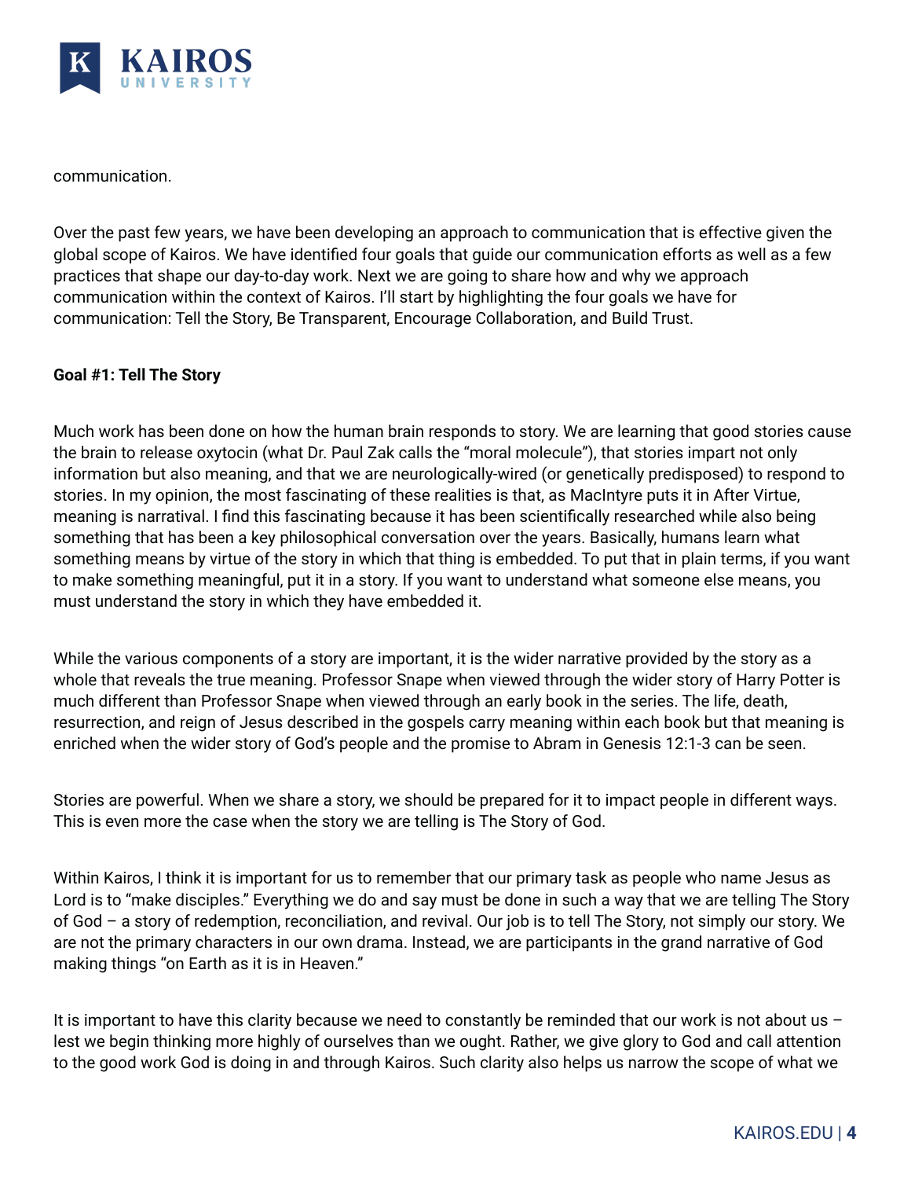communication.

Over the past few years, we have been developing an approach to communication that is effective given the global scope of Kairos. We have identified four goals that guide our communication efforts as well as a few practices that shape our day-to-day work. Next we are going to share how and why we approach communication within the context of Kairos. I'll start by highlighting the four goals we have for communication: Tell the Story, Be Transparent, Encourage Collaboration, and Build Trust.

**Goal #1: Tell The Story**

Much work has been done on how the human brain responds to story. We are learning that good stories cause the brain to release oxytocin (what Dr. Paul Zak calls the "moral molecule"), that stories impart not only information but also meaning, and that we are neurologically-wired (or genetically predisposed) to respond to stories. In my opinion, the most fascinating of these realities is that, as MacIntyre puts it in After Virtue, meaning is narratival. I find this fascinating because it has been scientifically researched while also being something that has been a key philosophical conversation over the years. Basically, humans learn what something means by virtue of the story in which that thing is embedded. To put that in plain terms, if you want to make something meaningful, put it in a story. If you want to understand what someone else means, you must understand the story in which they have embedded it.

While the various components of a story are important, it is the wider narrative provided by the story as a whole that reveals the true meaning. Professor Snape when viewed through the wider story of Harry Potter is much different than Professor Snape when viewed through an early book in the series. The life, death, resurrection, and reign of Jesus described in the gospels carry meaning within each book but that meaning is enriched when the wider story of God's people and the promise to Abram in Genesis 12:1-3 can be seen.

Stories are powerful. When we share a story, we should be prepared for it to impact people in different ways. This is even more the case when the story we are telling is The Story of God.

Within Kairos, I think it is important for us to remember that our primary task as people who name Jesus as Lord is to "make disciples." Everything we do and say must be done in such a way that we are telling The Story of God – a story of redemption, reconciliation, and revival. Our job is to tell The Story, not simply our story. We are not the primary characters in our own drama. Instead, we are participants in the grand narrative of God making things "on Earth as it is in Heaven."

It is important to have this clarity because we need to constantly be reminded that our work is not about us – lest we begin thinking more highly of ourselves than we ought. Rather, we give glory to God and call attention to the good work God is doing in and through Kairos. Such clarity also helps us narrow the scope of what we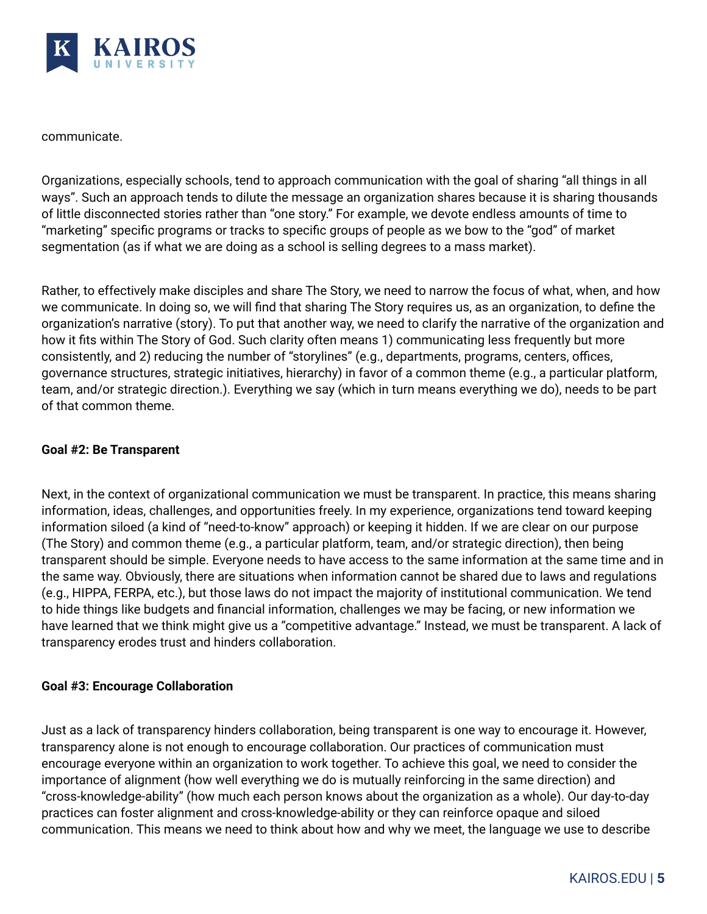communicate.

Organizations, especially schools, tend to approach communication with the goal of sharing "all things in all ways". Such an approach tends to dilute the message an organization shares because it is sharing thousands of little disconnected stories rather than "one story." For example, we devote endless amounts of time to "marketing" specific programs or tracks to specific groups of people as we bow to the "god" of market segmentation (as if what we are doing as a school is selling degrees to a mass market).

Rather, to effectively make disciples and share The Story, we need to narrow the focus of what, when, and how we communicate. In doing so, we will find that sharing The Story requires us, as an organization, to define the organization's narrative (story). To put that another way, we need to clarify the narrative of the organization and how it fits within The Story of God. Such clarity often means 1) communicating less frequently but more consistently, and 2) reducing the number of "storylines" (e.g., departments, programs, centers, offices, governance structures, strategic initiatives, hierarchy) in favor of a common theme (e.g., a particular platform, team, and/or strategic direction.). Everything we say (which in turn means everything we do), needs to be part of that common theme.

**Goal #2: Be Transparent**

Next, in the context of organizational communication we must be transparent. In practice, this means sharing information, ideas, challenges, and opportunities freely. In my experience, organizations tend toward keeping information siloed (a kind of "need-to-know" approach) or keeping it hidden. If we are clear on our purpose (The Story) and common theme (e.g., a particular platform, team, and/or strategic direction), then being transparent should be simple. Everyone needs to have access to the same information at the same time and in the same way. Obviously, there are situations when information cannot be shared due to laws and regulations (e.g., HIPPA, FERPA, etc.), but those laws do not impact the majority of institutional communication. We tend to hide things like budgets and financial information, challenges we may be facing, or new information we have learned that we think might give us a "competitive advantage." Instead, we must be transparent. A lack of transparency erodes trust and hinders collaboration.

**Goal #3: Encourage Collaboration**

Just as a lack of transparency hinders collaboration, being transparent is one way to encourage it. However, transparency alone is not enough to encourage collaboration. Our practices of communication must encourage everyone within an organization to work together. To achieve this goal, we need to consider the importance of alignment (how well everything we do is mutually reinforcing in the same direction) and "cross-knowledge-ability" (how much each person knows about the organization as a whole). Our day-to-day practices can foster alignment and cross-knowledge-ability or they can reinforce opaque and siloed communication. This means we need to think about how and why we meet, the language we use to describe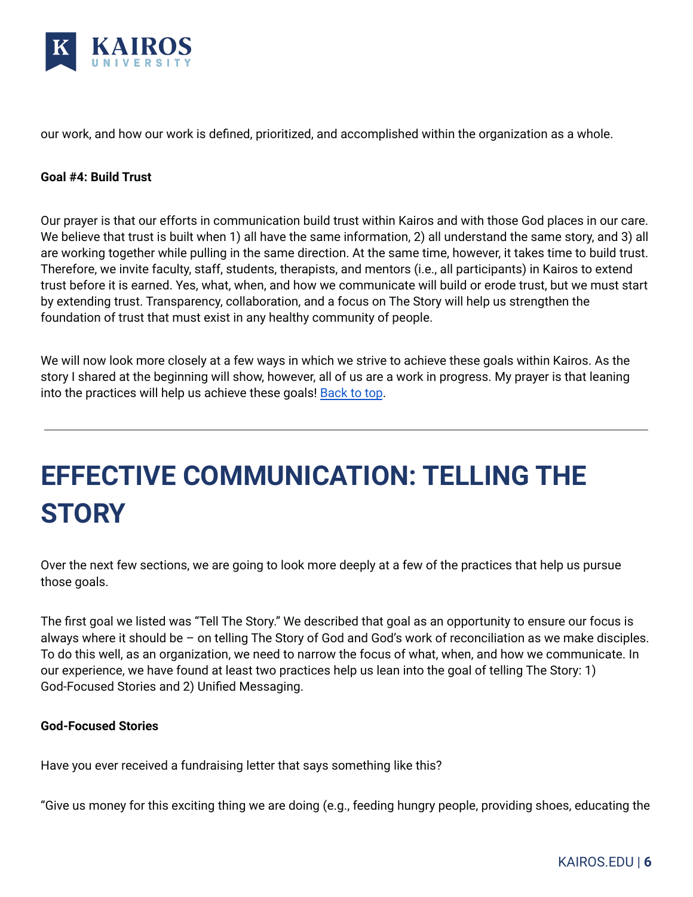our work, and how our work is defined, prioritized, and accomplished within the organization as a whole.

**Goal #4: Build Trust**

Our prayer is that our efforts in communication build trust within Kairos and with those God places in our care. We believe that trust is built when 1) all have the same information, 2) all understand the same story, and 3) all are working together while pulling in the same direction. At the same time, however, it takes time to build trust. Therefore, we invite faculty, staff, students, therapists, and mentors (i.e., all participants) in Kairos to extend trust before it is earned. Yes, what, when, and how we communicate will build or erode trust, but we must start by extending trust. Transparency, collaboration, and a focus on The Story will help us strengthen the foundation of trust that must exist in any healthy community of people.

We will now look more closely at a few ways in which we strive to achieve these goals within Kairos. As the story I shared at the beginning will show, however, all of us are a work in progress. My prayer is that leaning into the practices will help us achieve these goals! [Back to top](#).

---

# EFFECTIVE COMMUNICATION: TELLING THE STORY

Over the next few sections, we are going to look more deeply at a few of the practices that help us pursue those goals.

The first goal we listed was "Tell The Story." We described that goal as an opportunity to ensure our focus is always where it should be – on telling The Story of God and God's work of reconciliation as we make disciples. To do this well, as an organization, we need to narrow the focus of what, when, and how we communicate. In our experience, we have found at least two practices help us lean into the goal of telling The Story: 1) God-Focused Stories and 2) Unified Messaging.

**God-Focused Stories**

Have you ever received a fundraising letter that says something like this?

"Give us money for this exciting thing we are doing (e.g., feeding hungry people, providing shoes, educating the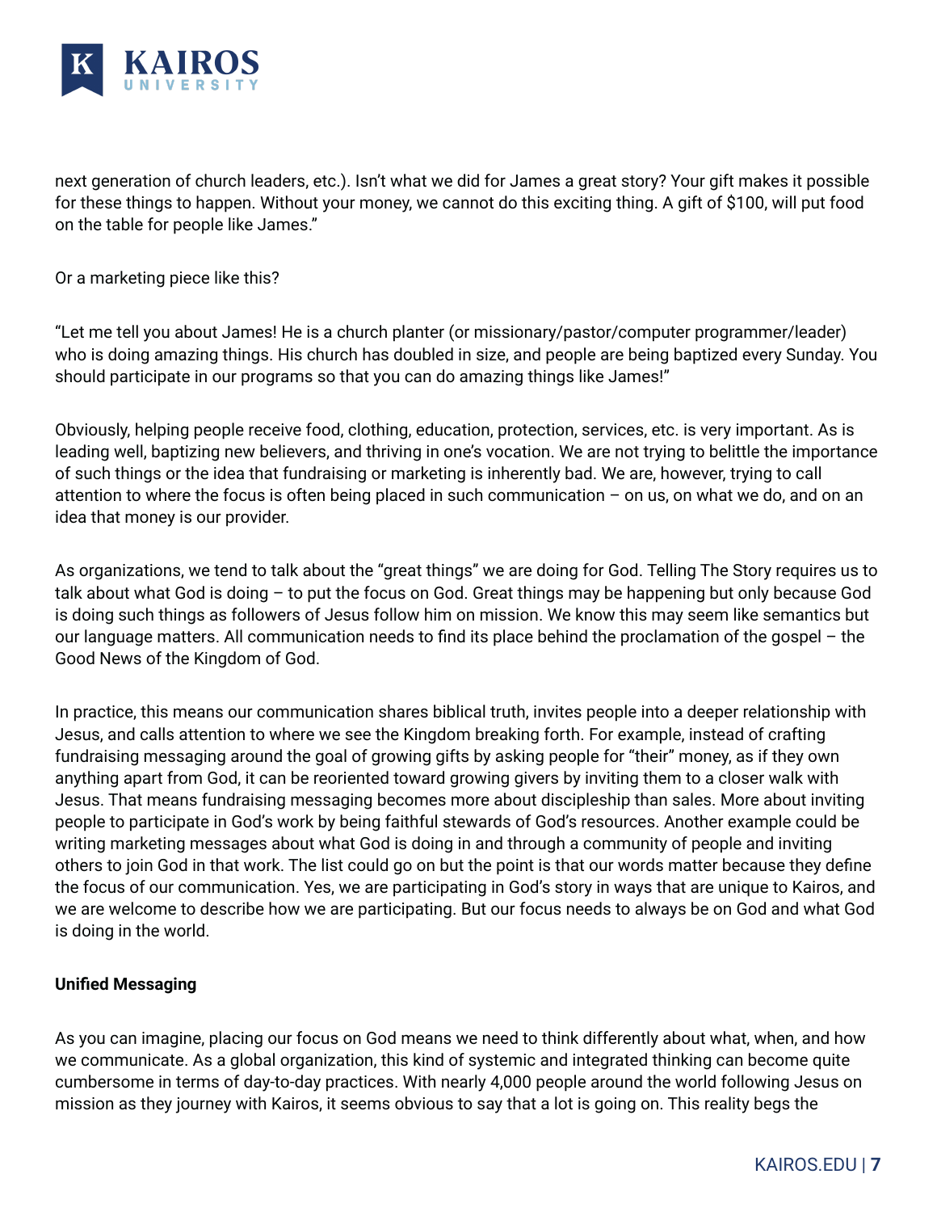next generation of church leaders, etc.). Isn't what we did for James a great story? Your gift makes it possible for these things to happen. Without your money, we cannot do this exciting thing. A gift of $100, will put food on the table for people like James."

Or a marketing piece like this?

"Let me tell you about James! He is a church planter (or missionary/pastor/computer programmer/leader) who is doing amazing things. His church has doubled in size, and people are being baptized every Sunday. You should participate in our programs so that you can do amazing things like James!"

Obviously, helping people receive food, clothing, education, protection, services, etc. is very important. As is leading well, baptizing new believers, and thriving in one's vocation. We are not trying to belittle the importance of such things or the idea that fundraising or marketing is inherently bad. We are, however, trying to call attention to where the focus is often being placed in such communication – on us, on what we do, and on an idea that money is our provider.

As organizations, we tend to talk about the "great things" we are doing for God. Telling The Story requires us to talk about what God is doing – to put the focus on God. Great things may be happening but only because God is doing such things as followers of Jesus follow him on mission. We know this may seem like semantics but our language matters. All communication needs to find its place behind the proclamation of the gospel – the Good News of the Kingdom of God.

In practice, this means our communication shares biblical truth, invites people into a deeper relationship with Jesus, and calls attention to where we see the Kingdom breaking forth. For example, instead of crafting fundraising messaging around the goal of growing gifts by asking people for "their" money, as if they own anything apart from God, it can be reoriented toward growing givers by inviting them to a closer walk with Jesus. That means fundraising messaging becomes more about discipleship than sales. More about inviting people to participate in God's work by being faithful stewards of God's resources. Another example could be writing marketing messages about what God is doing in and through a community of people and inviting others to join God in that work. The list could go on but the point is that our words matter because they define the focus of our communication. Yes, we are participating in God's story in ways that are unique to Kairos, and we are welcome to describe how we are participating. But our focus needs to always be on God and what God is doing in the world.

**Unified Messaging**

As you can imagine, placing our focus on God means we need to think differently about what, when, and how we communicate. As a global organization, this kind of systemic and integrated thinking can become quite cumbersome in terms of day-to-day practices. With nearly 4,000 people around the world following Jesus on mission as they journey with Kairos, it seems obvious to say that a lot is going on. This reality begs the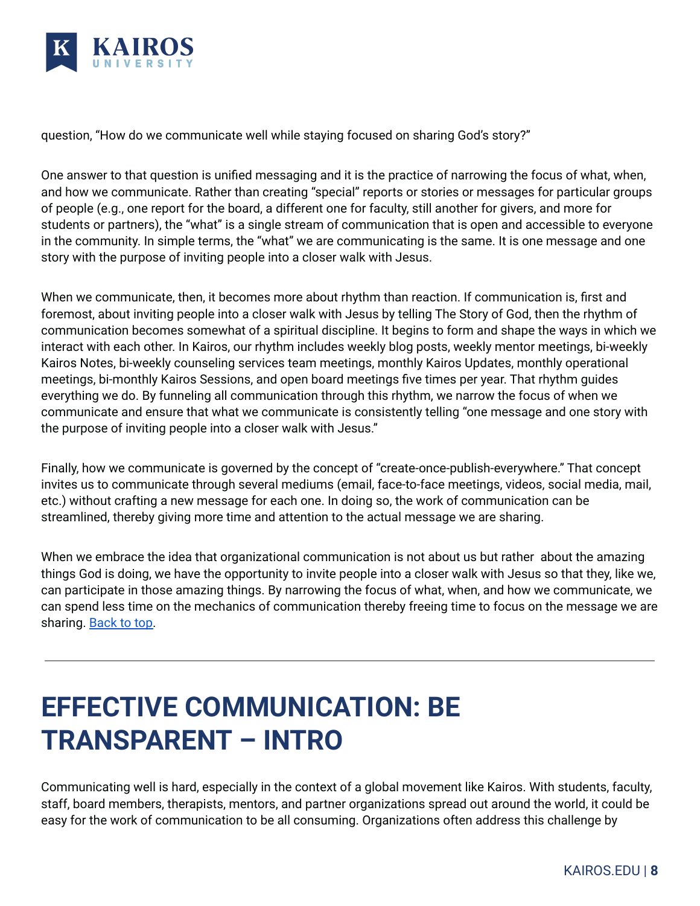question, “How do we communicate well while staying focused on sharing God’s story?”

One answer to that question is unified messaging and it is the practice of narrowing the focus of what, when, and how we communicate. Rather than creating “special” reports or stories or messages for particular groups of people (e.g., one report for the board, a different one for faculty, still another for givers, and more for students or partners), the “what” is a single stream of communication that is open and accessible to everyone in the community. In simple terms, the “what” we are communicating is the same. It is one message and one story with the purpose of inviting people into a closer walk with Jesus.

When we communicate, then, it becomes more about rhythm than reaction. If communication is, first and foremost, about inviting people into a closer walk with Jesus by telling The Story of God, then the rhythm of communication becomes somewhat of a spiritual discipline. It begins to form and shape the ways in which we interact with each other. In Kairos, our rhythm includes weekly blog posts, weekly mentor meetings, bi-weekly Kairos Notes, bi-weekly counseling services team meetings, monthly Kairos Updates, monthly operational meetings, bi-monthly Kairos Sessions, and open board meetings five times per year. That rhythm guides everything we do. By funneling all communication through this rhythm, we narrow the focus of when we communicate and ensure that what we communicate is consistently telling “one message and one story with the purpose of inviting people into a closer walk with Jesus.”

Finally, how we communicate is governed by the concept of “create-once-publish-everywhere.” That concept invites us to communicate through several mediums (email, face-to-face meetings, videos, social media, mail, etc.) without crafting a new message for each one. In doing so, the work of communication can be streamlined, thereby giving more time and attention to the actual message we are sharing.

When we embrace the idea that organizational communication is not about us but rather about the amazing things God is doing, we have the opportunity to invite people into a closer walk with Jesus so that they, like we, can participate in those amazing things. By narrowing the focus of what, when, and how we communicate, we can spend less time on the mechanics of communication thereby freeing time to focus on the message we are sharing. [Back to top](#).

---

# EFFECTIVE COMMUNICATION: BE TRANSPARENT – INTRO

Communicating well is hard, especially in the context of a global movement like Kairos. With students, faculty, staff, board members, therapists, mentors, and partner organizations spread out around the world, it could be easy for the work of communication to be all consuming. Organizations often address this challenge by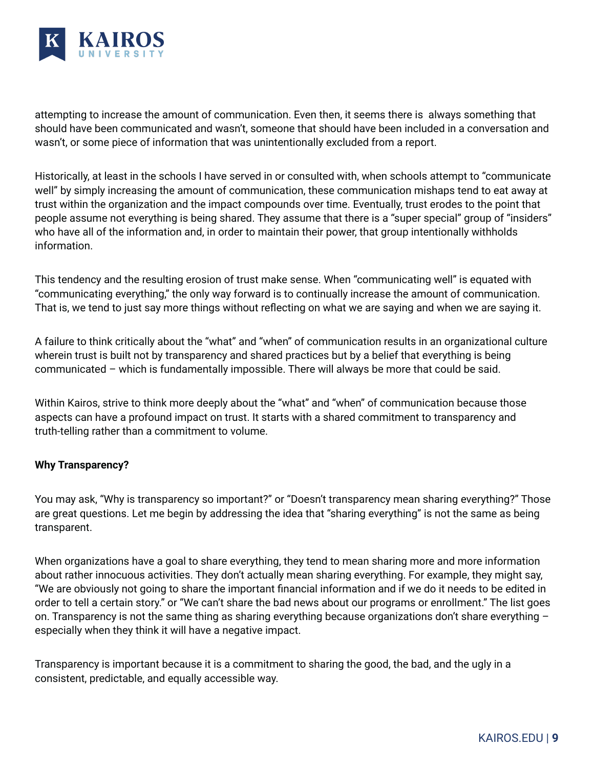attempting to increase the amount of communication. Even then, it seems there is always something that should have been communicated and wasn't, someone that should have been included in a conversation and wasn't, or some piece of information that was unintentionally excluded from a report.

Historically, at least in the schools I have served in or consulted with, when schools attempt to "communicate well" by simply increasing the amount of communication, these communication mishaps tend to eat away at trust within the organization and the impact compounds over time. Eventually, trust erodes to the point that people assume not everything is being shared. They assume that there is a "super special" group of "insiders" who have all of the information and, in order to maintain their power, that group intentionally withholds information.

This tendency and the resulting erosion of trust make sense. When "communicating well" is equated with "communicating everything," the only way forward is to continually increase the amount of communication. That is, we tend to just say more things without reflecting on what we are saying and when we are saying it.

A failure to think critically about the "what" and "when" of communication results in an organizational culture wherein trust is built not by transparency and shared practices but by a belief that everything is being communicated – which is fundamentally impossible. There will always be more that could be said.

Within Kairos, strive to think more deeply about the "what" and "when" of communication because those aspects can have a profound impact on trust. It starts with a shared commitment to transparency and truth-telling rather than a commitment to volume.

**Why Transparency?**

You may ask, "Why is transparency so important?" or "Doesn't transparency mean sharing everything?" Those are great questions. Let me begin by addressing the idea that "sharing everything" is not the same as being transparent.

When organizations have a goal to share everything, they tend to mean sharing more and more information about rather innocuous activities. They don't actually mean sharing everything. For example, they might say, "We are obviously not going to share the important financial information and if we do it needs to be edited in order to tell a certain story." or "We can't share the bad news about our programs or enrollment." The list goes on. Transparency is not the same thing as sharing everything because organizations don't share everything – especially when they think it will have a negative impact.

Transparency is important because it is a commitment to sharing the good, the bad, and the ugly in a consistent, predictable, and equally accessible way.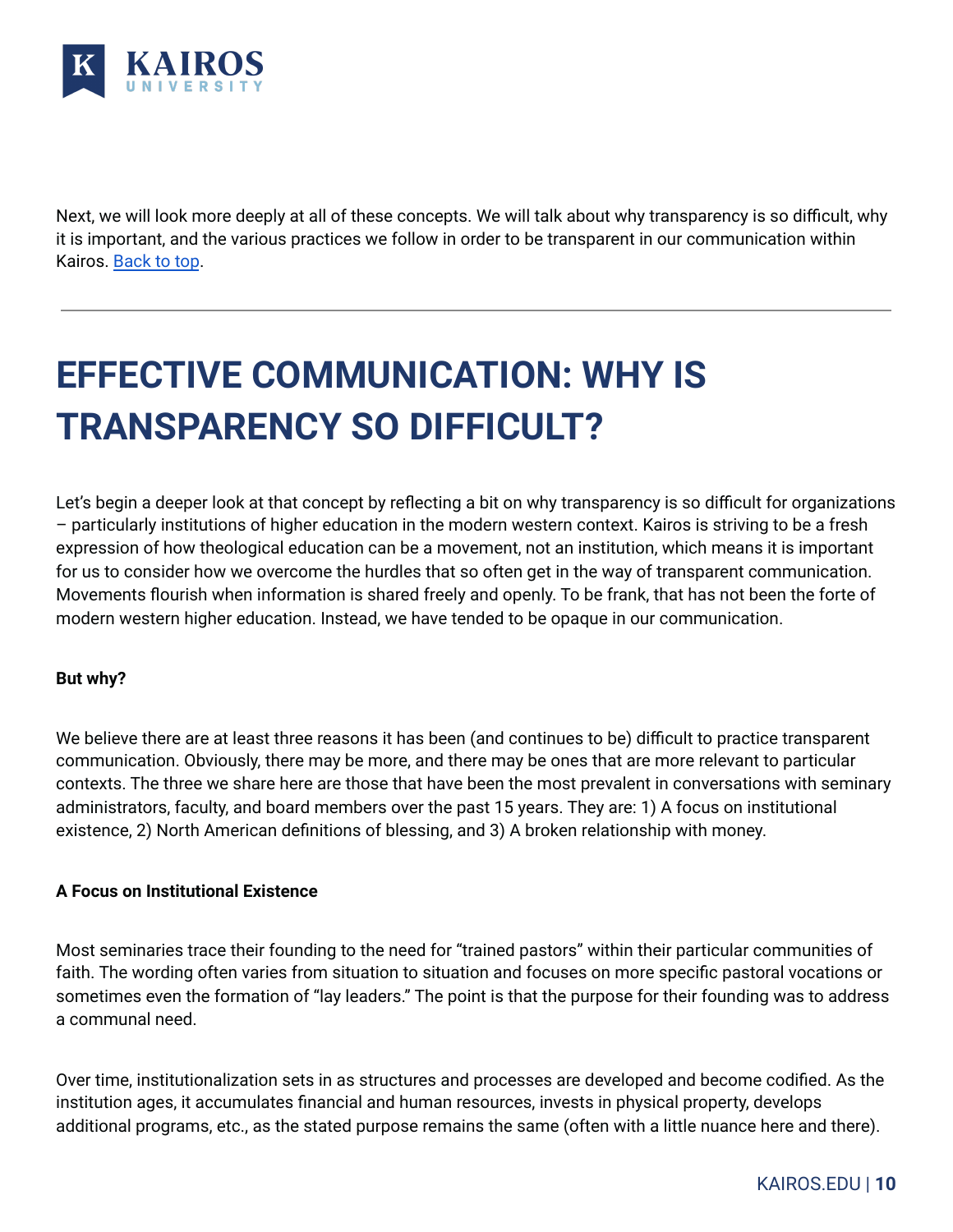Next, we will look more deeply at all of these concepts. We will talk about why transparency is so difficult, why it is important, and the various practices we follow in order to be transparent in our communication within Kairos. [Back to top](#).

---

# EFFECTIVE COMMUNICATION: WHY IS TRANSPARENCY SO DIFFICULT?

Let's begin a deeper look at that concept by reflecting a bit on why transparency is so difficult for organizations – particularly institutions of higher education in the modern western context. Kairos is striving to be a fresh expression of how theological education can be a movement, not an institution, which means it is important for us to consider how we overcome the hurdles that so often get in the way of transparent communication. Movements flourish when information is shared freely and openly. To be frank, that has not been the forte of modern western higher education. Instead, we have tended to be opaque in our communication.

**But why?**

We believe there are at least three reasons it has been (and continues to be) difficult to practice transparent communication. Obviously, there may be more, and there may be ones that are more relevant to particular contexts. The three we share here are those that have been the most prevalent in conversations with seminary administrators, faculty, and board members over the past 15 years. They are: 1) A focus on institutional existence, 2) North American definitions of blessing, and 3) A broken relationship with money.

**A Focus on Institutional Existence**

Most seminaries trace their founding to the need for "trained pastors" within their particular communities of faith. The wording often varies from situation to situation and focuses on more specific pastoral vocations or sometimes even the formation of "lay leaders." The point is that the purpose for their founding was to address a communal need.

Over time, institutionalization sets in as structures and processes are developed and become codified. As the institution ages, it accumulates financial and human resources, invests in physical property, develops additional programs, etc., as the stated purpose remains the same (often with a little nuance here and there).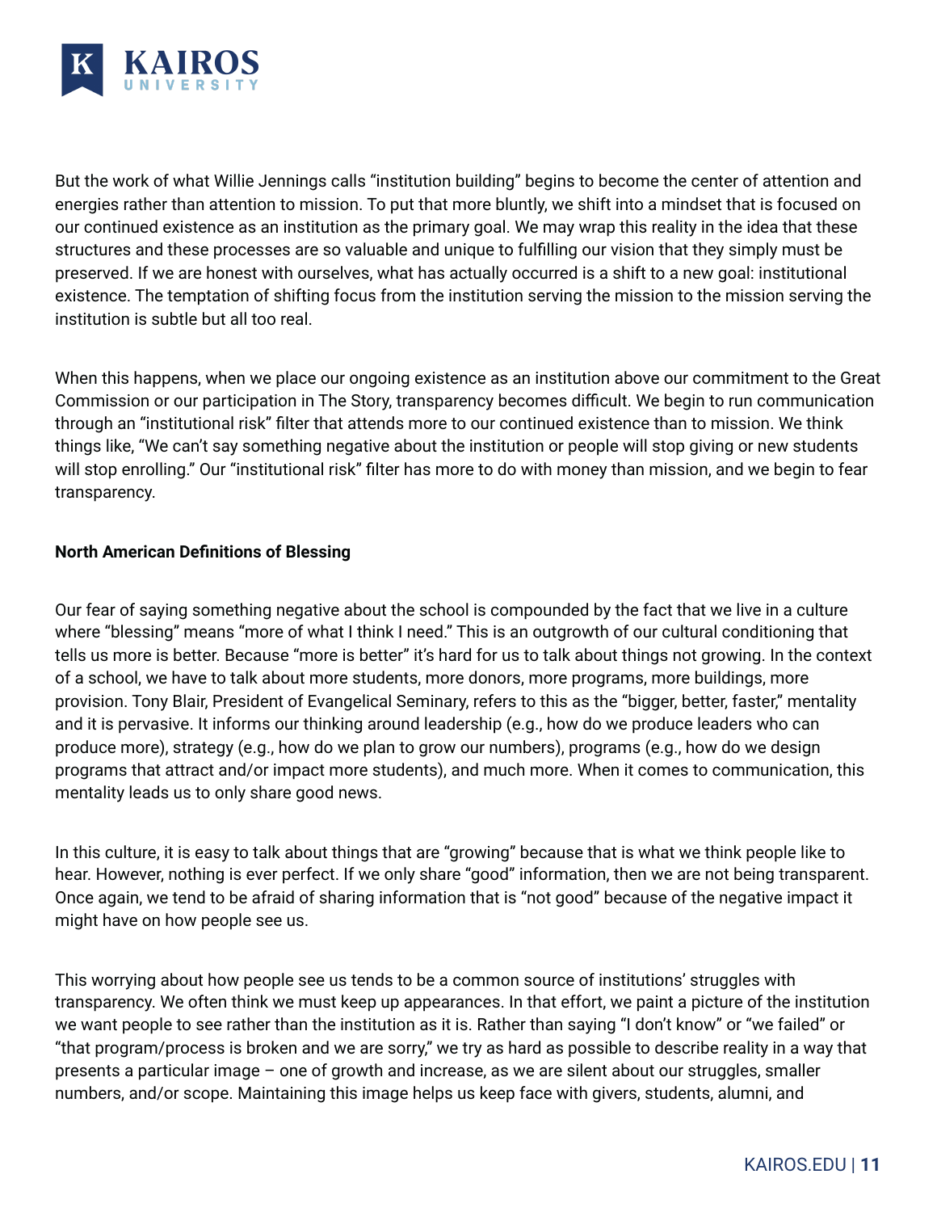But the work of what Willie Jennings calls "institution building" begins to become the center of attention and energies rather than attention to mission. To put that more bluntly, we shift into a mindset that is focused on our continued existence as an institution as the primary goal. We may wrap this reality in the idea that these structures and these processes are so valuable and unique to fulfilling our vision that they simply must be preserved. If we are honest with ourselves, what has actually occurred is a shift to a new goal: institutional existence. The temptation of shifting focus from the institution serving the mission to the mission serving the institution is subtle but all too real.

When this happens, when we place our ongoing existence as an institution above our commitment to the Great Commission or our participation in The Story, transparency becomes difficult. We begin to run communication through an "institutional risk" filter that attends more to our continued existence than to mission. We think things like, "We can't say something negative about the institution or people will stop giving or new students will stop enrolling." Our "institutional risk" filter has more to do with money than mission, and we begin to fear transparency.

**North American Definitions of Blessing**

Our fear of saying something negative about the school is compounded by the fact that we live in a culture where "blessing" means "more of what I think I need." This is an outgrowth of our cultural conditioning that tells us more is better. Because "more is better" it's hard for us to talk about things not growing. In the context of a school, we have to talk about more students, more donors, more programs, more buildings, more provision. Tony Blair, President of Evangelical Seminary, refers to this as the "bigger, better, faster," mentality and it is pervasive. It informs our thinking around leadership (e.g., how do we produce leaders who can produce more), strategy (e.g., how do we plan to grow our numbers), programs (e.g., how do we design programs that attract and/or impact more students), and much more. When it comes to communication, this mentality leads us to only share good news.

In this culture, it is easy to talk about things that are "growing" because that is what we think people like to hear. However, nothing is ever perfect. If we only share "good" information, then we are not being transparent. Once again, we tend to be afraid of sharing information that is "not good" because of the negative impact it might have on how people see us.

This worrying about how people see us tends to be a common source of institutions' struggles with transparency. We often think we must keep up appearances. In that effort, we paint a picture of the institution we want people to see rather than the institution as it is. Rather than saying "I don't know" or "we failed" or "that program/process is broken and we are sorry," we try as hard as possible to describe reality in a way that presents a particular image – one of growth and increase, as we are silent about our struggles, smaller numbers, and/or scope. Maintaining this image helps us keep face with givers, students, alumni, and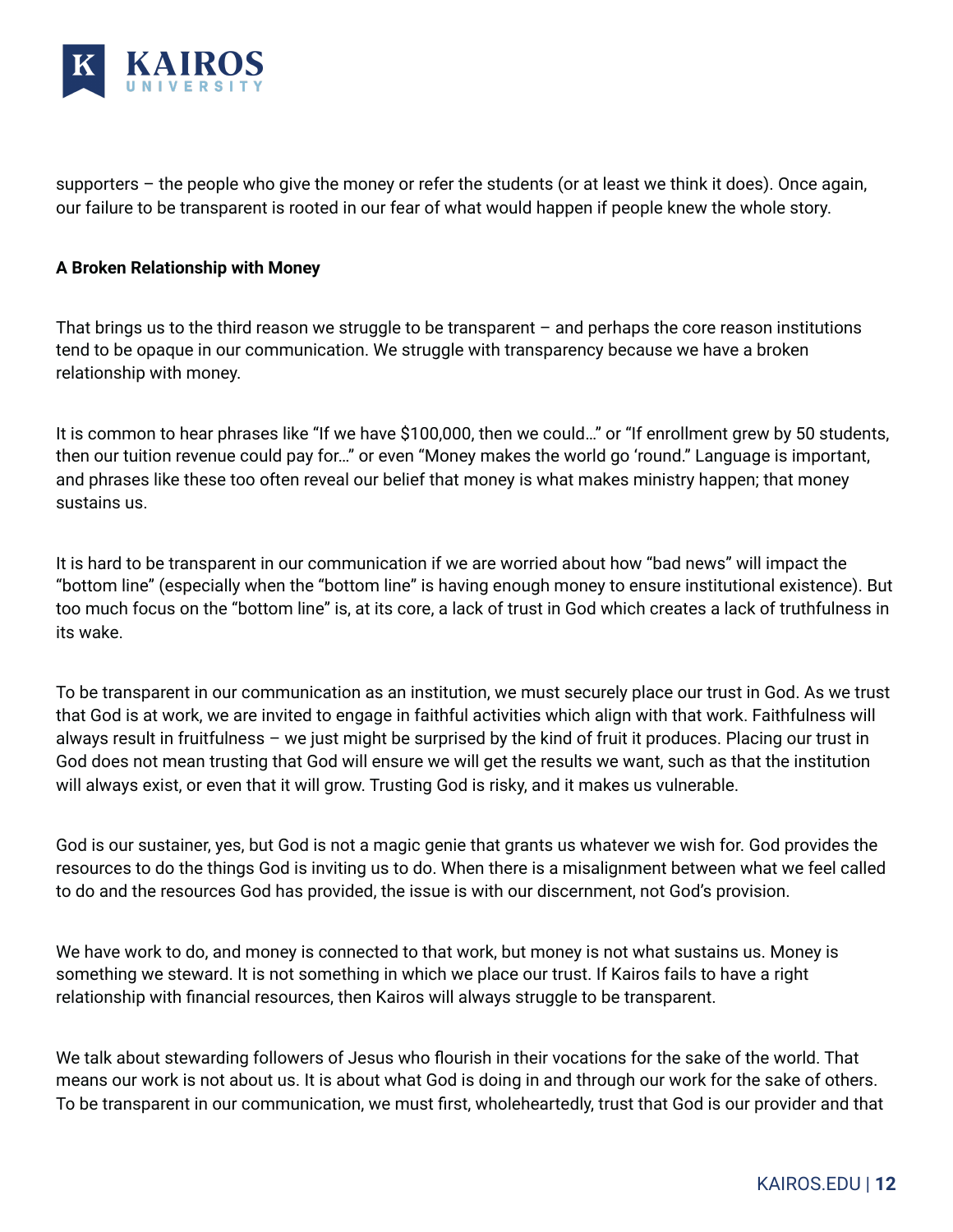supporters – the people who give the money or refer the students (or at least we think it does). Once again, our failure to be transparent is rooted in our fear of what would happen if people knew the whole story.

**A Broken Relationship with Money**

That brings us to the third reason we struggle to be transparent – and perhaps the core reason institutions tend to be opaque in our communication. We struggle with transparency because we have a broken relationship with money.

It is common to hear phrases like "If we have $100,000, then we could…" or "If enrollment grew by 50 students, then our tuition revenue could pay for…" or even "Money makes the world go 'round." Language is important, and phrases like these too often reveal our belief that money is what makes ministry happen; that money sustains us.

It is hard to be transparent in our communication if we are worried about how "bad news" will impact the "bottom line" (especially when the "bottom line" is having enough money to ensure institutional existence). But too much focus on the "bottom line" is, at its core, a lack of trust in God which creates a lack of truthfulness in its wake.

To be transparent in our communication as an institution, we must securely place our trust in God. As we trust that God is at work, we are invited to engage in faithful activities which align with that work. Faithfulness will always result in fruitfulness – we just might be surprised by the kind of fruit it produces. Placing our trust in God does not mean trusting that God will ensure we will get the results we want, such as that the institution will always exist, or even that it will grow. Trusting God is risky, and it makes us vulnerable.

God is our sustainer, yes, but God is not a magic genie that grants us whatever we wish for. God provides the resources to do the things God is inviting us to do. When there is a misalignment between what we feel called to do and the resources God has provided, the issue is with our discernment, not God's provision.

We have work to do, and money is connected to that work, but money is not what sustains us. Money is something we steward. It is not something in which we place our trust. If Kairos fails to have a right relationship with financial resources, then Kairos will always struggle to be transparent.

We talk about stewarding followers of Jesus who flourish in their vocations for the sake of the world. That means our work is not about us. It is about what God is doing in and through our work for the sake of others. To be transparent in our communication, we must first, wholeheartedly, trust that God is our provider and that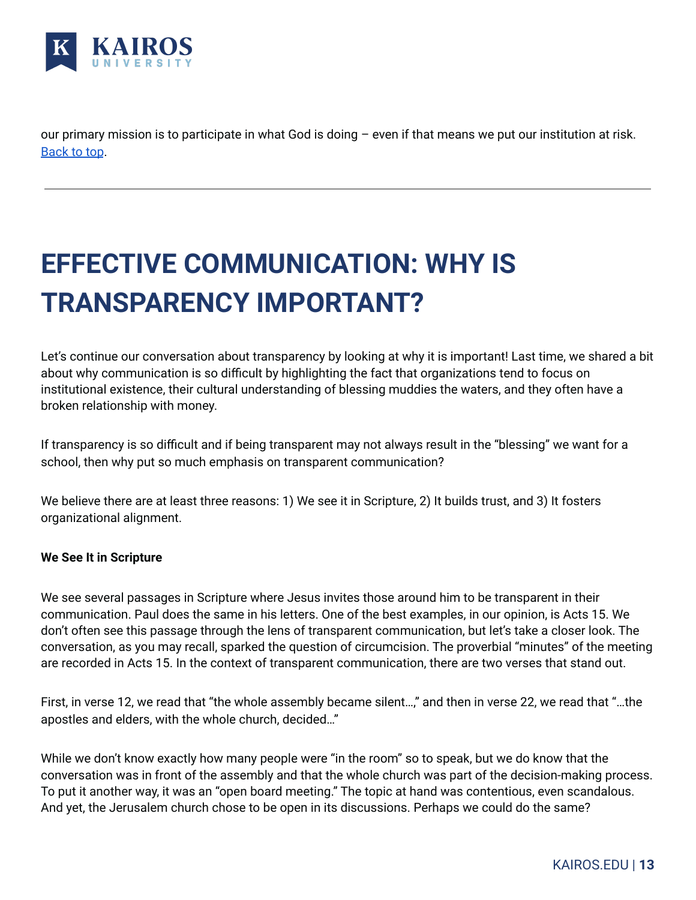our primary mission is to participate in what God is doing – even if that means we put our institution at risk. [Back to top](#).

---

# EFFECTIVE COMMUNICATION: WHY IS TRANSPARENCY IMPORTANT?

Let's continue our conversation about transparency by looking at why it is important! Last time, we shared a bit about why communication is so difficult by highlighting the fact that organizations tend to focus on institutional existence, their cultural understanding of blessing muddies the waters, and they often have a broken relationship with money.

If transparency is so difficult and if being transparent may not always result in the "blessing" we want for a school, then why put so much emphasis on transparent communication?

We believe there are at least three reasons: 1) We see it in Scripture, 2) It builds trust, and 3) It fosters organizational alignment.

**We See It in Scripture**

We see several passages in Scripture where Jesus invites those around him to be transparent in their communication. Paul does the same in his letters. One of the best examples, in our opinion, is Acts 15. We don't often see this passage through the lens of transparent communication, but let's take a closer look. The conversation, as you may recall, sparked the question of circumcision. The proverbial "minutes" of the meeting are recorded in Acts 15. In the context of transparent communication, there are two verses that stand out.

First, in verse 12, we read that "the whole assembly became silent…," and then in verse 22, we read that "…the apostles and elders, with the whole church, decided…"

While we don't know exactly how many people were "in the room" so to speak, but we do know that the conversation was in front of the assembly and that the whole church was part of the decision-making process. To put it another way, it was an "open board meeting." The topic at hand was contentious, even scandalous. And yet, the Jerusalem church chose to be open in its discussions. Perhaps we could do the same?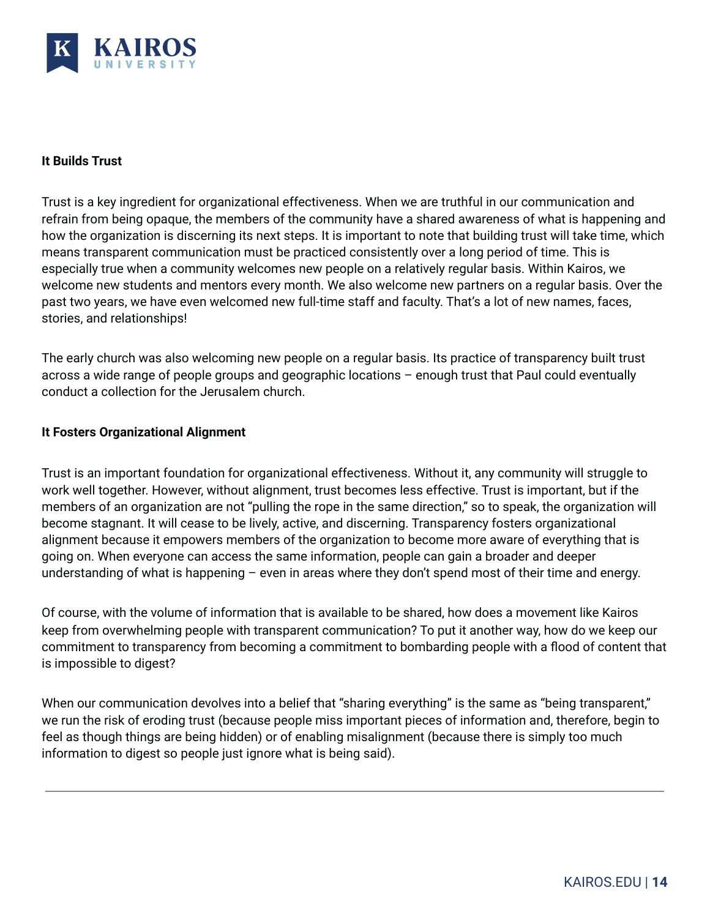**It Builds Trust**

Trust is a key ingredient for organizational effectiveness. When we are truthful in our communication and refrain from being opaque, the members of the community have a shared awareness of what is happening and how the organization is discerning its next steps. It is important to note that building trust will take time, which means transparent communication must be practiced consistently over a long period of time. This is especially true when a community welcomes new people on a relatively regular basis. Within Kairos, we welcome new students and mentors every month. We also welcome new partners on a regular basis. Over the past two years, we have even welcomed new full-time staff and faculty. That's a lot of new names, faces, stories, and relationships!

The early church was also welcoming new people on a regular basis. Its practice of transparency built trust across a wide range of people groups and geographic locations – enough trust that Paul could eventually conduct a collection for the Jerusalem church.

**It Fosters Organizational Alignment**

Trust is an important foundation for organizational effectiveness. Without it, any community will struggle to work well together. However, without alignment, trust becomes less effective. Trust is important, but if the members of an organization are not "pulling the rope in the same direction," so to speak, the organization will become stagnant. It will cease to be lively, active, and discerning. Transparency fosters organizational alignment because it empowers members of the organization to become more aware of everything that is going on. When everyone can access the same information, people can gain a broader and deeper understanding of what is happening – even in areas where they don't spend most of their time and energy.

Of course, with the volume of information that is available to be shared, how does a movement like Kairos keep from overwhelming people with transparent communication? To put it another way, how do we keep our commitment to transparency from becoming a commitment to bombarding people with a flood of content that is impossible to digest?

When our communication devolves into a belief that "sharing everything" is the same as "being transparent," we run the risk of eroding trust (because people miss important pieces of information and, therefore, begin to feel as though things are being hidden) or of enabling misalignment (because there is simply too much information to digest so people just ignore what is being said).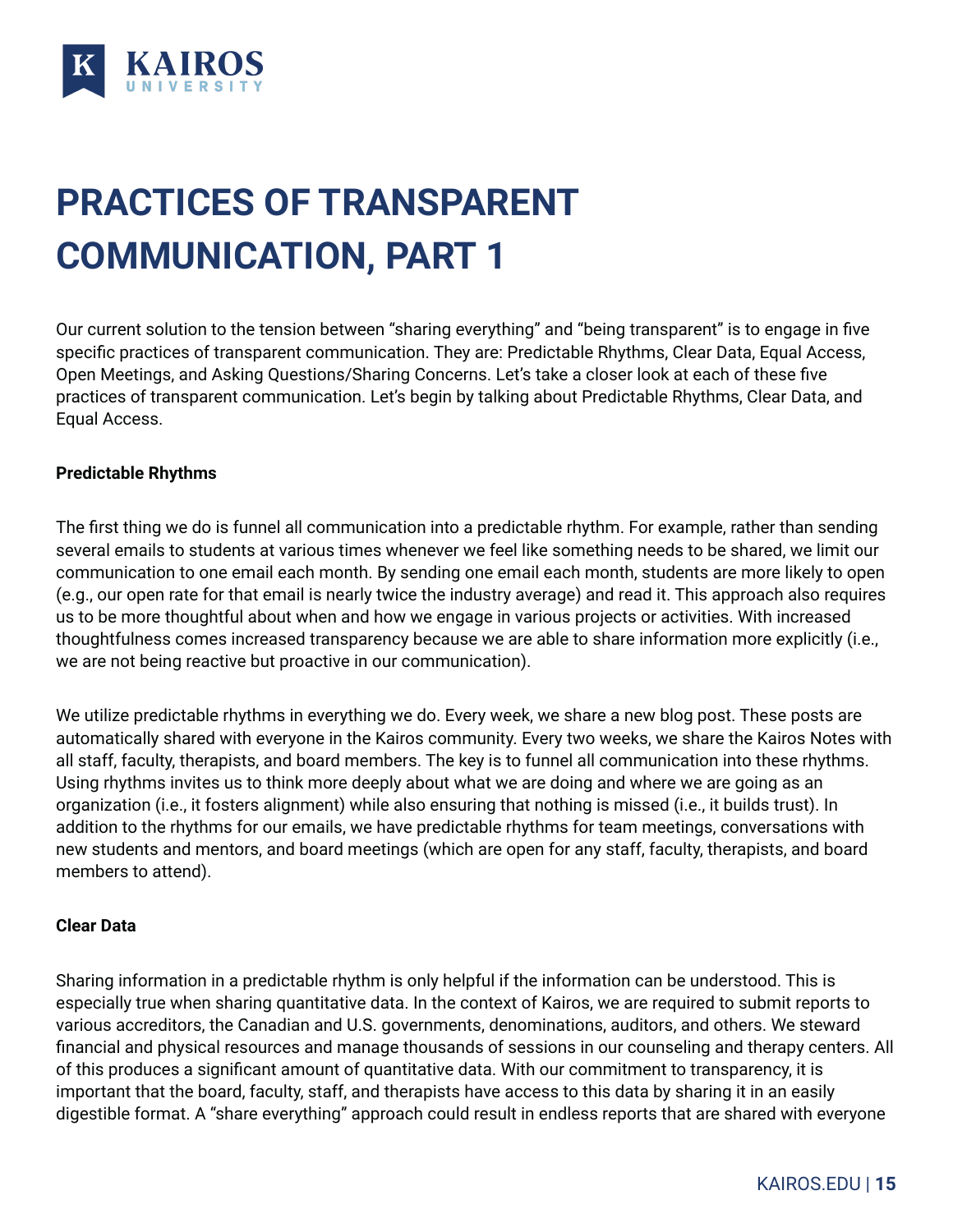# PRACTICES OF TRANSPARENT COMMUNICATION, PART 1

Our current solution to the tension between "sharing everything" and "being transparent" is to engage in five specific practices of transparent communication. They are: Predictable Rhythms, Clear Data, Equal Access, Open Meetings, and Asking Questions/Sharing Concerns. Let's take a closer look at each of these five practices of transparent communication. Let's begin by talking about Predictable Rhythms, Clear Data, and Equal Access.

**Predictable Rhythms**

The first thing we do is funnel all communication into a predictable rhythm. For example, rather than sending several emails to students at various times whenever we feel like something needs to be shared, we limit our communication to one email each month. By sending one email each month, students are more likely to open (e.g., our open rate for that email is nearly twice the industry average) and read it. This approach also requires us to be more thoughtful about when and how we engage in various projects or activities. With increased thoughtfulness comes increased transparency because we are able to share information more explicitly (i.e., we are not being reactive but proactive in our communication).

We utilize predictable rhythms in everything we do. Every week, we share a new blog post. These posts are automatically shared with everyone in the Kairos community. Every two weeks, we share the Kairos Notes with all staff, faculty, therapists, and board members. The key is to funnel all communication into these rhythms. Using rhythms invites us to think more deeply about what we are doing and where we are going as an organization (i.e., it fosters alignment) while also ensuring that nothing is missed (i.e., it builds trust). In addition to the rhythms for our emails, we have predictable rhythms for team meetings, conversations with new students and mentors, and board meetings (which are open for any staff, faculty, therapists, and board members to attend).

**Clear Data**

Sharing information in a predictable rhythm is only helpful if the information can be understood. This is especially true when sharing quantitative data. In the context of Kairos, we are required to submit reports to various accreditors, the Canadian and U.S. governments, denominations, auditors, and others. We steward financial and physical resources and manage thousands of sessions in our counseling and therapy centers. All of this produces a significant amount of quantitative data. With our commitment to transparency, it is important that the board, faculty, staff, and therapists have access to this data by sharing it in an easily digestible format. A "share everything" approach could result in endless reports that are shared with everyone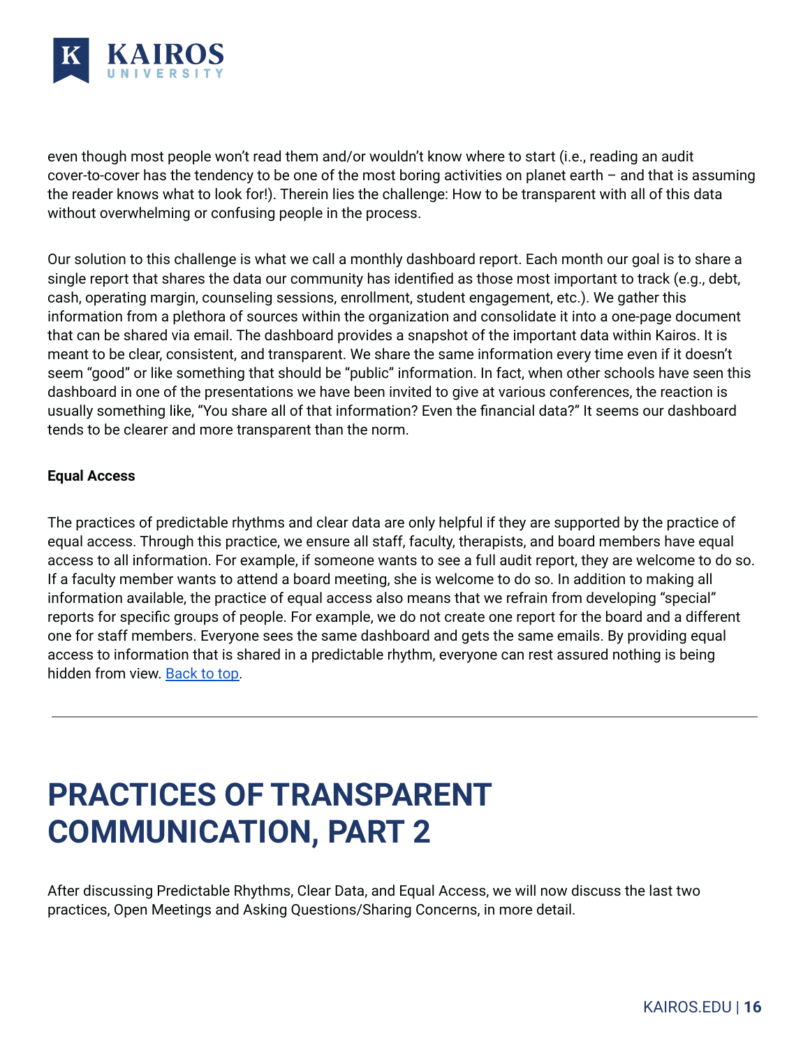even though most people won't read them and/or wouldn't know where to start (i.e., reading an audit cover-to-cover has the tendency to be one of the most boring activities on planet earth – and that is assuming the reader knows what to look for!). Therein lies the challenge: How to be transparent with all of this data without overwhelming or confusing people in the process.

Our solution to this challenge is what we call a monthly dashboard report. Each month our goal is to share a single report that shares the data our community has identified as those most important to track (e.g., debt, cash, operating margin, counseling sessions, enrollment, student engagement, etc.). We gather this information from a plethora of sources within the organization and consolidate it into a one-page document that can be shared via email. The dashboard provides a snapshot of the important data within Kairos. It is meant to be clear, consistent, and transparent. We share the same information every time even if it doesn't seem "good" or like something that should be "public" information. In fact, when other schools have seen this dashboard in one of the presentations we have been invited to give at various conferences, the reaction is usually something like, "You share all of that information? Even the financial data?" It seems our dashboard tends to be clearer and more transparent than the norm.

**Equal Access**

The practices of predictable rhythms and clear data are only helpful if they are supported by the practice of equal access. Through this practice, we ensure all staff, faculty, therapists, and board members have equal access to all information. For example, if someone wants to see a full audit report, they are welcome to do so. If a faculty member wants to attend a board meeting, she is welcome to do so. In addition to making all information available, the practice of equal access also means that we refrain from developing "special" reports for specific groups of people. For example, we do not create one report for the board and a different one for staff members. Everyone sees the same dashboard and gets the same emails. By providing equal access to information that is shared in a predictable rhythm, everyone can rest assured nothing is being hidden from view. Back to top.

---

# PRACTICES OF TRANSPARENT COMMUNICATION, PART 2

After discussing Predictable Rhythms, Clear Data, and Equal Access, we will now discuss the last two practices, Open Meetings and Asking Questions/Sharing Concerns, in more detail.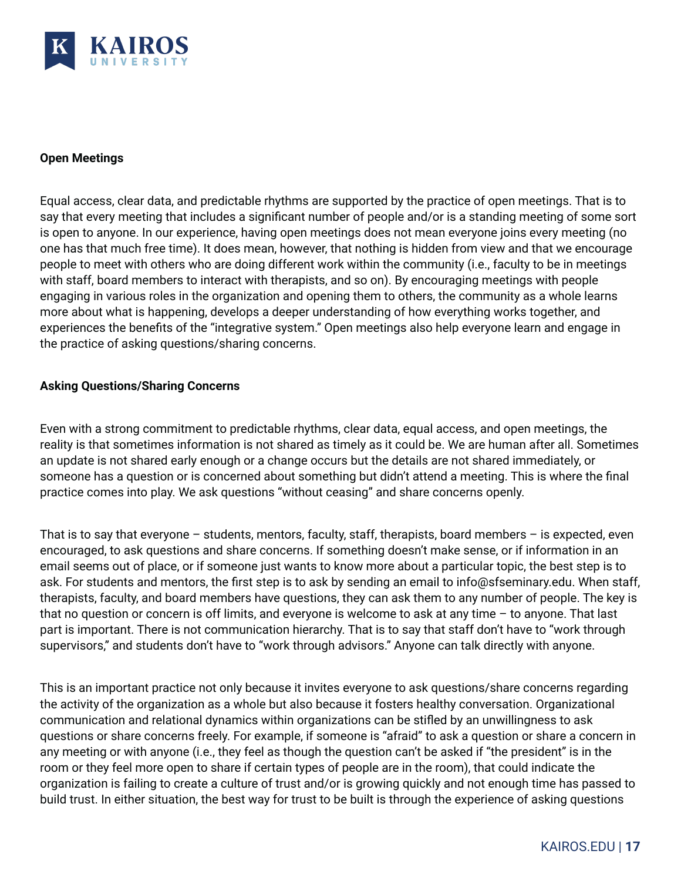**Open Meetings**

Equal access, clear data, and predictable rhythms are supported by the practice of open meetings. That is to say that every meeting that includes a significant number of people and/or is a standing meeting of some sort is open to anyone. In our experience, having open meetings does not mean everyone joins every meeting (no one has that much free time). It does mean, however, that nothing is hidden from view and that we encourage people to meet with others who are doing different work within the community (i.e., faculty to be in meetings with staff, board members to interact with therapists, and so on). By encouraging meetings with people engaging in various roles in the organization and opening them to others, the community as a whole learns more about what is happening, develops a deeper understanding of how everything works together, and experiences the benefits of the "integrative system." Open meetings also help everyone learn and engage in the practice of asking questions/sharing concerns.

**Asking Questions/Sharing Concerns**

Even with a strong commitment to predictable rhythms, clear data, equal access, and open meetings, the reality is that sometimes information is not shared as timely as it could be. We are human after all. Sometimes an update is not shared early enough or a change occurs but the details are not shared immediately, or someone has a question or is concerned about something but didn't attend a meeting. This is where the final practice comes into play. We ask questions "without ceasing" and share concerns openly.

That is to say that everyone – students, mentors, faculty, staff, therapists, board members – is expected, even encouraged, to ask questions and share concerns. If something doesn't make sense, or if information in an email seems out of place, or if someone just wants to know more about a particular topic, the best step is to ask. For students and mentors, the first step is to ask by sending an email to info@sfseminary.edu. When staff, therapists, faculty, and board members have questions, they can ask them to any number of people. The key is that no question or concern is off limits, and everyone is welcome to ask at any time – to anyone. That last part is important. There is not communication hierarchy. That is to say that staff don't have to "work through supervisors," and students don't have to "work through advisors." Anyone can talk directly with anyone.

This is an important practice not only because it invites everyone to ask questions/share concerns regarding the activity of the organization as a whole but also because it fosters healthy conversation. Organizational communication and relational dynamics within organizations can be stifled by an unwillingness to ask questions or share concerns freely. For example, if someone is "afraid" to ask a question or share a concern in any meeting or with anyone (i.e., they feel as though the question can't be asked if "the president" is in the room or they feel more open to share if certain types of people are in the room), that could indicate the organization is failing to create a culture of trust and/or is growing quickly and not enough time has passed to build trust. In either situation, the best way for trust to be built is through the experience of asking questions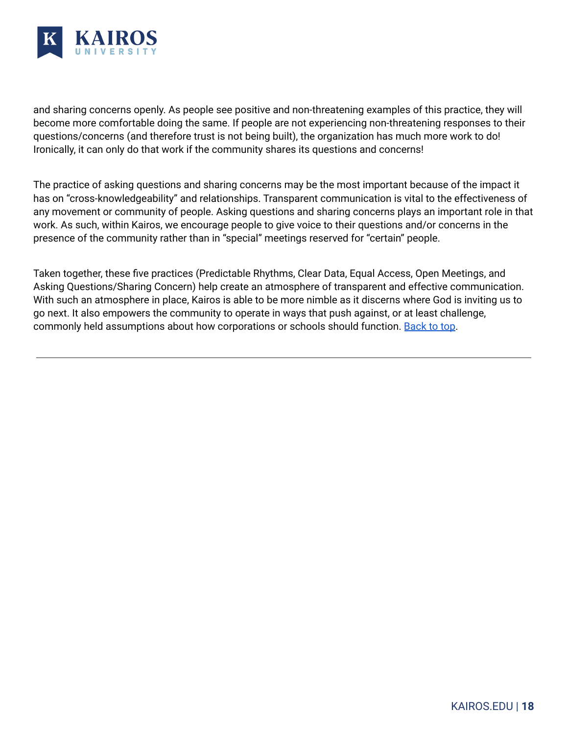and sharing concerns openly. As people see positive and non-threatening examples of this practice, they will become more comfortable doing the same. If people are not experiencing non-threatening responses to their questions/concerns (and therefore trust is not being built), the organization has much more work to do! Ironically, it can only do that work if the community shares its questions and concerns!

The practice of asking questions and sharing concerns may be the most important because of the impact it has on "cross-knowledgeability" and relationships. Transparent communication is vital to the effectiveness of any movement or community of people. Asking questions and sharing concerns plays an important role in that work. As such, within Kairos, we encourage people to give voice to their questions and/or concerns in the presence of the community rather than in "special" meetings reserved for "certain" people.

Taken together, these five practices (Predictable Rhythms, Clear Data, Equal Access, Open Meetings, and Asking Questions/Sharing Concern) help create an atmosphere of transparent and effective communication. With such an atmosphere in place, Kairos is able to be more nimble as it discerns where God is inviting us to go next. It also empowers the community to operate in ways that push against, or at least challenge, commonly held assumptions about how corporations or schools should function. Back to top.

---